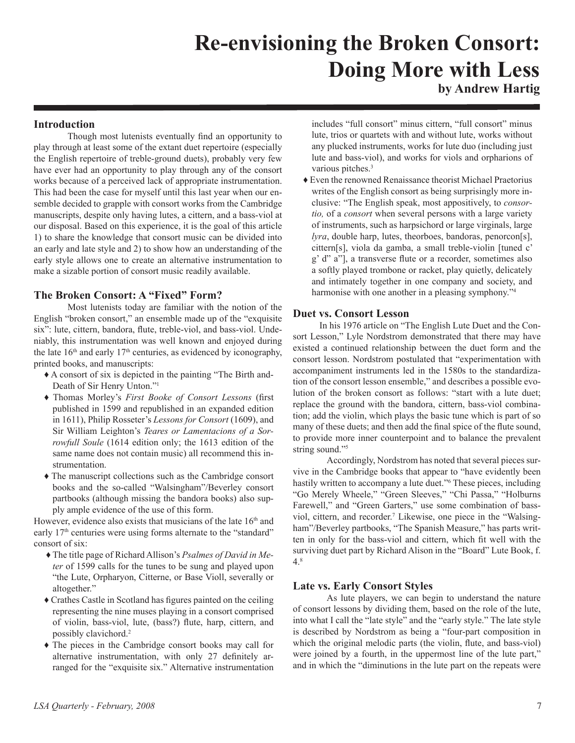# Re-envisioning the Broken Consort: Doing More with Less

**by Andrew Hartig**

## Introduction

Though most lutenists eventually find an opportunity to play through at least some of the extant duet repertoire (especially the English repertoire of treble-ground duets), probably very few have ever had an opportunity to play through any of the consort works because of a perceived lack of appropriate instrumentation. This had been the case for myself until this last year when our ensemble decided to grapple with consort works from the Cambridge manuscripts, despite only having lutes, a cittern, and a bass-viol at our disposal. Based on this experience, it is the goal of this article 1) to share the knowledge that consort music can be divided into an early and late style and 2) to show how an understanding of the early style allows one to create an alternative instrumentation to make a sizable portion of consort music readily available.

## The Broken Consort: A "Fixed" Form?

Most lutenists today are familiar with the notion of the English "broken consort," an ensemble made up of the "exquisite six": lute, cittern, bandora, flute, treble-viol, and bass-viol. Undeniably, this instrumentation was well known and enjoyed during the late 16th and early 17th centuries, as evidenced by iconography, printed books, and manuscripts:

- A consort of six is depicted in the painting "The Birth and-Death of Sir Henry Unton."[1]
- Thomas Morley's *First Booke of Consort Lessons* (first published in 1599 and republished in an expanded edition in 1611), Philip Rosseter's *Lessons for Consort* (1609), and Sir William Leighton's *Teares or Lamentacions of a Sorrowfull Soule* (1614 edition only; the 1613 edition of the same name does not contain music) all recommend this instrumentation.
- The manuscript collections such as the Cambridge consort books and the so-called "Walsingham"/Beverley consort partbooks (although missing the bandora books) also supply ample evidence of the use of this form.

However, evidence also exists that musicians of the late 16th and early 17th centuries were using forms alternate to the "standard" consort of six:

- The title page of Richard Allison's *Psalmes of David in Meter* of 1599 calls for the tunes to be sung and played upon "the Lute, Orpharyon, Citterne, or Base Violl, severally or altogether."
- Crathes Castle in Scotland has figures painted on the ceiling representing the nine muses playing in a consort comprised of violin, bass-viol, lute, (bass?) flute, harp, cittern, and possibly clavichord.[2]
- The pieces in the Cambridge consort books may call for alternative instrumentation, with only 27 definitely arranged for the "exquisite six." Alternative instrumentation includes "full consort" minus cittern, "full consort" minus lute, trios or quartets with and without lute, works without any plucked instruments, works for lute duo (including just lute and bass-viol), and works for viols and orpharions of various pitches.[3]
- Even the renowned Renaissance theorist Michael Praetorius writes of the English consort as being surprisingly more inclusive: "The English speak, most appositively, to *consortio,* of a *consort* when several persons with a large variety of instruments, such as harpsichord or large virginals, large *lyra*, double harp, lutes, theorboes, bandoras, penorcon[s], cittern[s], viola da gamba, a small treble-violin [tuned c' g' d" a"], a transverse flute or a recorder, sometimes also a softly played trombone or racket, play quietly, delicately and intimately together in one company and society, and harmonise with one another in a pleasing symphony."[4]

## Duet vs. Consort Lesson

In his 1976 article on "The English Lute Duet and the Consort Lesson," Lyle Nordstrom demonstrated that there may have existed a continued relationship between the duet form and the consort lesson. Nordstrom postulated that "experimentation with accompaniment instruments led in the 1580s to the standardization of the consort lesson ensemble," and describes a possible evolution of the broken consort as follows: "start with a lute duet; replace the ground with the bandora, cittern, bass-viol combination; add the violin, which plays the basic tune which is part of so many of these duets; and then add the final spice of the flute sound, to provide more inner counterpoint and to balance the prevalent string sound."[5]

Accordingly, Nordstrom has noted that several pieces survive in the Cambridge books that appear to "have evidently been hastily written to accompany a lute duet."[6] These pieces, including "Go Merely Wheele," "Green Sleeves," "Chi Passa," "Holburns Farewell," and "Green Garters," use some combination of bass-viol, cittern, and recorder.[7] Likewise, one piece in the "Walsingham"/Beverley partbooks, "The Spanish Measure," has parts written in only for the bass-viol and cittern, which fit well with the surviving duet part by Richard Alison in the "Board" Lute Book, f. 4.[8]

## Late vs. Early Consort Styles

As lute players, we can begin to understand the nature of consort lessons by dividing them, based on the role of the lute, into what I call the "late style" and the "early style." The late style is described by Nordstrom as being a "four-part composition in which the original melodic parts (the violin, flute, and bass-viol) were joined by a fourth, in the uppermost line of the lute part," and in which the "diminutions in the lute part on the repeats were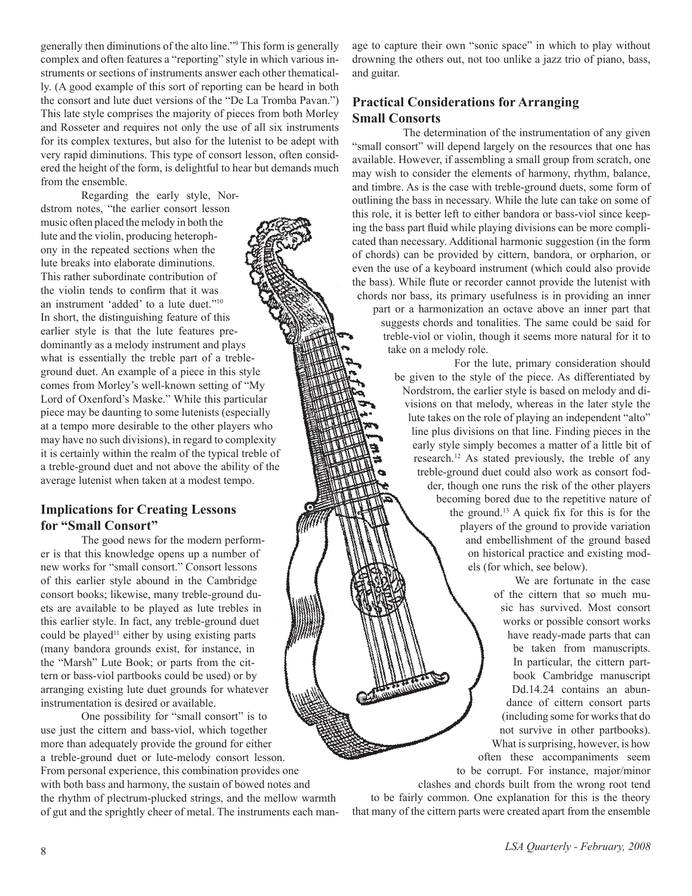generally then diminutions of the alto line."[9] This form is generally complex and often features a "reporting" style in which various instruments or sections of instruments answer each other thematically. (A good example of this sort of reporting can be heard in both the consort and lute duet versions of the "De La Tromba Pavan.") This late style comprises the majority of pieces from both Morley and Rosseter and requires not only the use of all six instruments for its complex textures, but also for the lutenist to be adept with very rapid diminutions. This type of consort lesson, often considered the height of the form, is delightful to hear but demands much from the ensemble.

Regarding the early style, Nordstrom notes, "the earlier consort lesson music often placed the melody in both the lute and the violin, producing heterophony in the repeated sections when the lute breaks into elaborate diminutions. This rather subordinate contribution of the violin tends to confirm that it was an instrument 'added' to a lute duet."[10] In short, the distinguishing feature of this earlier style is that the lute features predominantly as a melody instrument and plays what is essentially the treble part of a treble-ground duet. An example of a piece in this style comes from Morley's well-known setting of "My Lord of Oxenford's Maske." While this particular piece may be daunting to some lutenists (especially at a tempo more desirable to the other players who may have no such divisions), in regard to complexity it is certainly within the realm of the typical treble of a treble-ground duet and not above the ability of the average lutenist when taken at a modest tempo.

## Implications for Creating Lessons for "Small Consort"

The good news for the modern performer is that this knowledge opens up a number of new works for "small consort." Consort lessons of this earlier style abound in the Cambridge consort books; likewise, many treble-ground duets are available to be played as lute trebles in this earlier style. In fact, any treble-ground duet could be played[11] either by using existing parts (many bandora grounds exist, for instance, in the "Marsh" Lute Book; or parts from the cittern or bass-viol partbooks could be used) or by arranging existing lute duet grounds for whatever instrumentation is desired or available.

One possibility for "small consort" is to use just the cittern and bass-viol, which together more than adequately provide the ground for either a treble-ground duet or lute-melody consort lesson. From personal experience, this combination provides one with both bass and harmony, the sustain of bowed notes and the rhythm of plectrum-plucked strings, and the mellow warmth of gut and the sprightly cheer of metal. The instruments each manage to capture their own "sonic space" in which to play without drowning the others out, not too unlike a jazz trio of piano, bass, and guitar.

## Practical Considerations for Arranging Small Consorts

The determination of the instrumentation of any given "small consort" will depend largely on the resources that one has available. However, if assembling a small group from scratch, one may wish to consider the elements of harmony, rhythm, balance, and timbre. As is the case with treble-ground duets, some form of outlining the bass in necessary. While the lute can take on some of this role, it is better left to either bandora or bass-viol since keeping the bass part fluid while playing divisions can be more complicated than necessary. Additional harmonic suggestion (in the form of chords) can be provided by cittern, bandora, or orpharion, or even the use of a keyboard instrument (which could also provide the bass). While flute or recorder cannot provide the lutenist with chords nor bass, its primary usefulness is in providing an inner part or a harmonization an octave above an inner part that suggests chords and tonalities. The same could be said for treble-viol or violin, though it seems more natural for it to take on a melody role.

For the lute, primary consideration should be given to the style of the piece. As differentiated by Nordstrom, the earlier style is based on melody and divisions on that melody, whereas in the later style the lute takes on the role of playing an independent "alto" line plus divisions on that line. Finding pieces in the early style simply becomes a matter of a little bit of research.[12] As stated previously, the treble of any treble-ground duet could also work as consort fodder, though one runs the risk of the other players becoming bored due to the repetitive nature of the ground.[13] A quick fix for this is for the players of the ground to provide variation and embellishment of the ground based on historical practice and existing models (for which, see below).

We are fortunate in the case of the cittern that so much music has survived. Most consort works or possible consort works have ready-made parts that can be taken from manuscripts. In particular, the cittern partbook Cambridge manuscript Dd.14.24 contains an abundance of cittern consort parts (including some for works that do not survive in other partbooks). What is surprising, however, is how often these accompaniments seem to be corrupt. For instance, major/minor clashes and chords built from the wrong root tend to be fairly common. One explanation for this is the theory that many of the cittern parts were created apart from the ensemble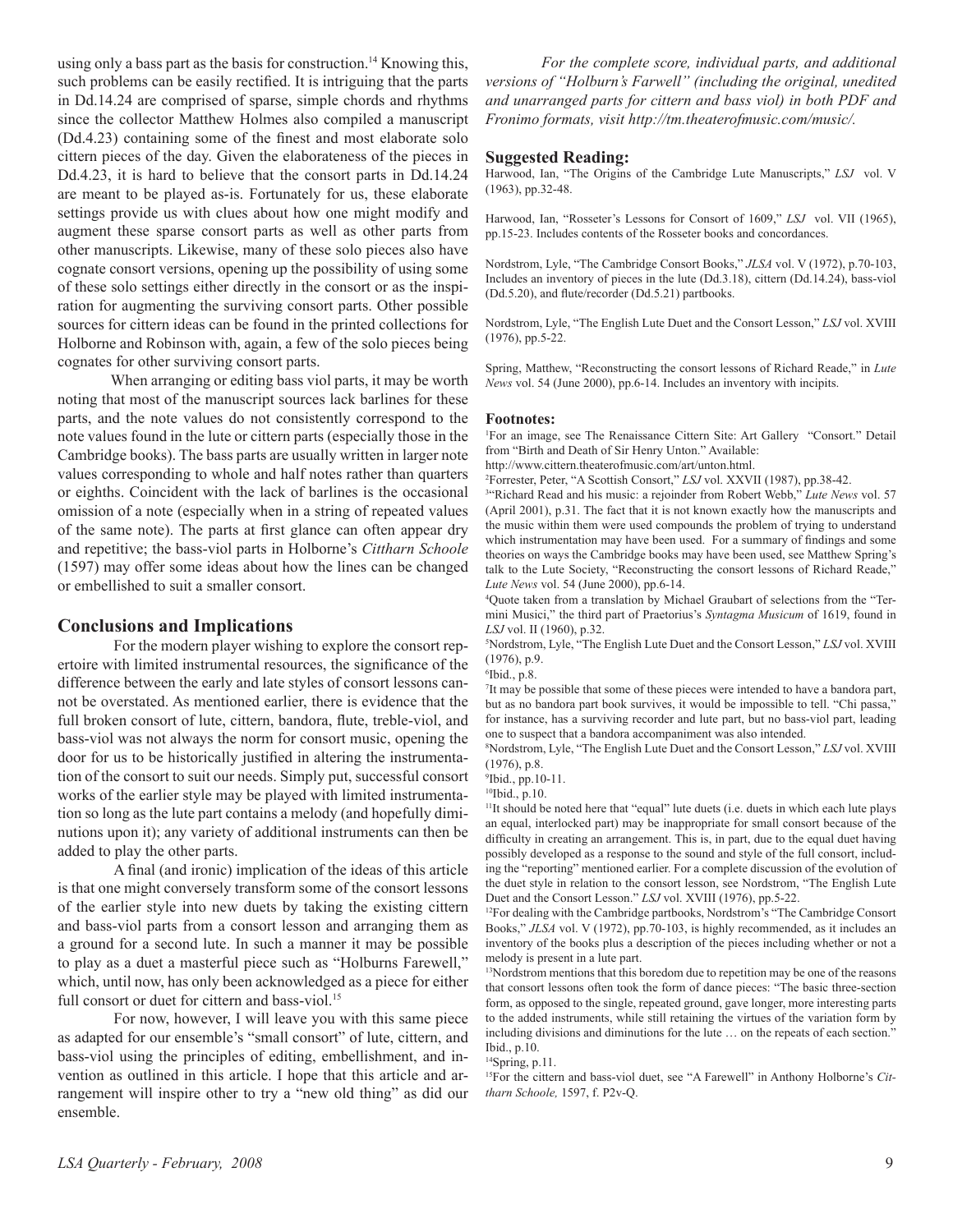using only a bass part as the basis for construction.[14] Knowing this, such problems can be easily rectified. It is intriguing that the parts in Dd.14.24 are comprised of sparse, simple chords and rhythms since the collector Matthew Holmes also compiled a manuscript (Dd.4.23) containing some of the finest and most elaborate solo cittern pieces of the day. Given the elaborateness of the pieces in Dd.4.23, it is hard to believe that the consort parts in Dd.14.24 are meant to be played as-is. Fortunately for us, these elaborate settings provide us with clues about how one might modify and augment these sparse consort parts as well as other parts from other manuscripts. Likewise, many of these solo pieces also have cognate consort versions, opening up the possibility of using some of these solo settings either directly in the consort or as the inspiration for augmenting the surviving consort parts. Other possible sources for cittern ideas can be found in the printed collections for Holborne and Robinson with, again, a few of the solo pieces being cognates for other surviving consort parts.

When arranging or editing bass viol parts, it may be worth noting that most of the manuscript sources lack barlines for these parts, and the note values do not consistently correspond to the note values found in the lute or cittern parts (especially those in the Cambridge books). The bass parts are usually written in larger note values corresponding to whole and half notes rather than quarters or eighths. Coincident with the lack of barlines is the occasional omission of a note (especially when in a string of repeated values of the same note). The parts at first glance can often appear dry and repetitive; the bass-viol parts in Holborne's *Cittharn Schoole* (1597) may offer some ideas about how the lines can be changed or embellished to suit a smaller consort.

## Conclusions and Implications

For the modern player wishing to explore the consort repertoire with limited instrumental resources, the significance of the difference between the early and late styles of consort lessons cannot be overstated. As mentioned earlier, there is evidence that the full broken consort of lute, cittern, bandora, flute, treble-viol, and bass-viol was not always the norm for consort music, opening the door for us to be historically justified in altering the instrumentation of the consort to suit our needs. Simply put, successful consort works of the earlier style may be played with limited instrumentation so long as the lute part contains a melody (and hopefully diminutions upon it); any variety of additional instruments can then be added to play the other parts.

A final (and ironic) implication of the ideas of this article is that one might conversely transform some of the consort lessons of the earlier style into new duets by taking the existing cittern and bass-viol parts from a consort lesson and arranging them as a ground for a second lute. In such a manner it may be possible to play as a duet a masterful piece such as "Holburns Farewell," which, until now, has only been acknowledged as a piece for either full consort or duet for cittern and bass-viol.[15]

For now, however, I will leave you with this same piece as adapted for our ensemble's "small consort" of lute, cittern, and bass-viol using the principles of editing, embellishment, and invention as outlined in this article. I hope that this article and arrangement will inspire other to try a "new old thing" as did our ensemble.

*For the complete score, individual parts, and additional versions of "Holburn's Farwell" (including the original, unedited and unarranged parts for cittern and bass viol) in both PDF and Fronimo formats, visit http://tm.theaterofmusic.com/music/.*

### Suggested Reading:

Harwood, Ian, "The Origins of the Cambridge Lute Manuscripts," *LSJ* vol. V (1963), pp.32-48.

Harwood, Ian, "Rosseter's Lessons for Consort of 1609," *LSJ* vol. VII (1965), pp.15-23. Includes contents of the Rosseter books and concordances.

Nordstrom, Lyle, "The Cambridge Consort Books," *JLSA* vol. V (1972), p.70-103, Includes an inventory of pieces in the lute (Dd.3.18), cittern (Dd.14.24), bass-viol (Dd.5.20), and flute/recorder (Dd.5.21) partbooks.

Nordstrom, Lyle, "The English Lute Duet and the Consort Lesson," *LSJ* vol. XVIII (1976), pp.5-22.

Spring, Matthew, "Reconstructing the consort lessons of Richard Reade," in *Lute News* vol. 54 (June 2000), pp.6-14. Includes an inventory with incipits.

### Footnotes:

[1] For an image, see The Renaissance Cittern Site: Art Gallery "Consort." Detail from "Birth and Death of Sir Henry Unton." Available: http://www.cittern.theaterofmusic.com/art/unton.html.

[2] Forrester, Peter, "A Scottish Consort," *LSJ* vol. XXVII (1987), pp.38-42.

[3] "Richard Read and his music: a rejoinder from Robert Webb," *Lute News* vol. 57 (April 2001), p.31. The fact that it is not known exactly how the manuscripts and the music within them were used compounds the problem of trying to understand which instrumentation may have been used. For a summary of findings and some theories on ways the Cambridge books may have been used, see Matthew Spring's talk to the Lute Society, "Reconstructing the consort lessons of Richard Reade," *Lute News* vol. 54 (June 2000), pp.6-14.

[4] Quote taken from a translation by Michael Graubart of selections from the "Termini Musici," the third part of Praetorius's *Syntagma Musicum* of 1619, found in *LSJ* vol. II (1960), p.32.

[5] Nordstrom, Lyle, "The English Lute Duet and the Consort Lesson," *LSJ* vol. XVIII (1976), p.9.

[6] Ibid., p.8.

[7] It may be possible that some of these pieces were intended to have a bandora part, but as no bandora part book survives, it would be impossible to tell. "Chi passa," for instance, has a surviving recorder and lute part, but no bass-viol part, leading one to suspect that a bandora accompaniment was also intended.

[8] Nordstrom, Lyle, "The English Lute Duet and the Consort Lesson," *LSJ* vol. XVIII (1976), p.8.

[9] Ibid., pp.10-11.

[10] Ibid., p.10.

[11] It should be noted here that "equal" lute duets (i.e. duets in which each lute plays an equal, interlocked part) may be inappropriate for small consort because of the difficulty in creating an arrangement. This is, in part, due to the equal duet having possibly developed as a response to the sound and style of the full consort, including the "reporting" mentioned earlier. For a complete discussion of the evolution of the duet style in relation to the consort lesson, see Nordstrom, "The English Lute Duet and the Consort Lesson." *LSJ* vol. XVIII (1976), pp.5-22.

[12] For dealing with the Cambridge partbooks, Nordstrom's "The Cambridge Consort Books," *JLSA* vol. V (1972), pp.70-103, is highly recommended, as it includes an inventory of the books plus a description of the pieces including whether or not a melody is present in a lute part.

[13] Nordstrom mentions that this boredom due to repetition may be one of the reasons that consort lessons often took the form of dance pieces: "The basic three-section form, as opposed to the single, repeated ground, gave longer, more interesting parts to the added instruments, while still retaining the virtues of the variation form by including divisions and diminutions for the lute … on the repeats of each section." Ibid., p.10.

[14] Spring, p.11.

[15] For the cittern and bass-viol duet, see "A Farewell" in Anthony Holborne's *Cittharn Schoole,* 1597, f. P2v-Q.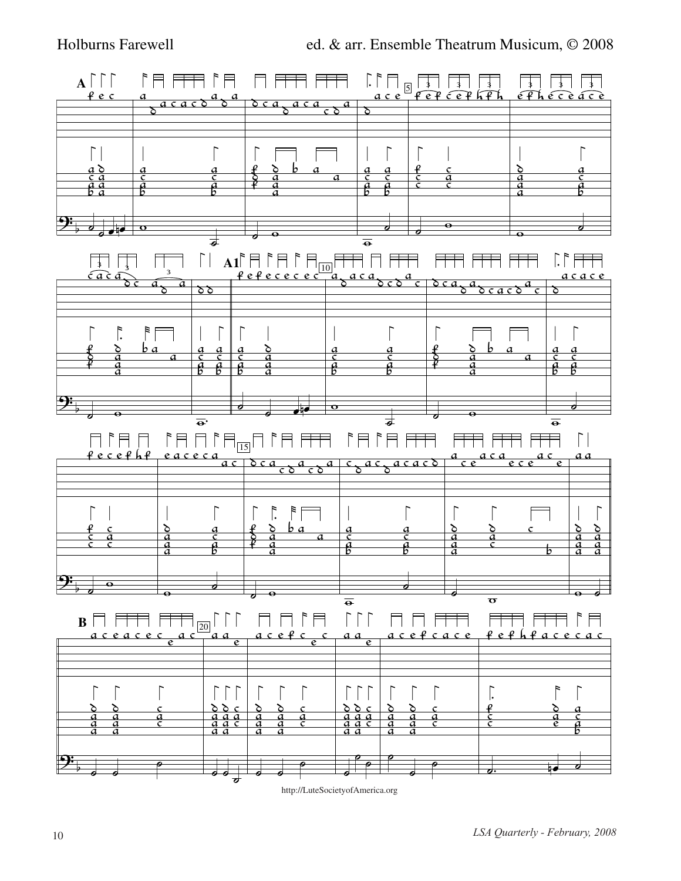Holburns Farewell

ed. & arr. Ensemble Theatrum Musicum, © 2008

http://LuteSocietyofAmerica.org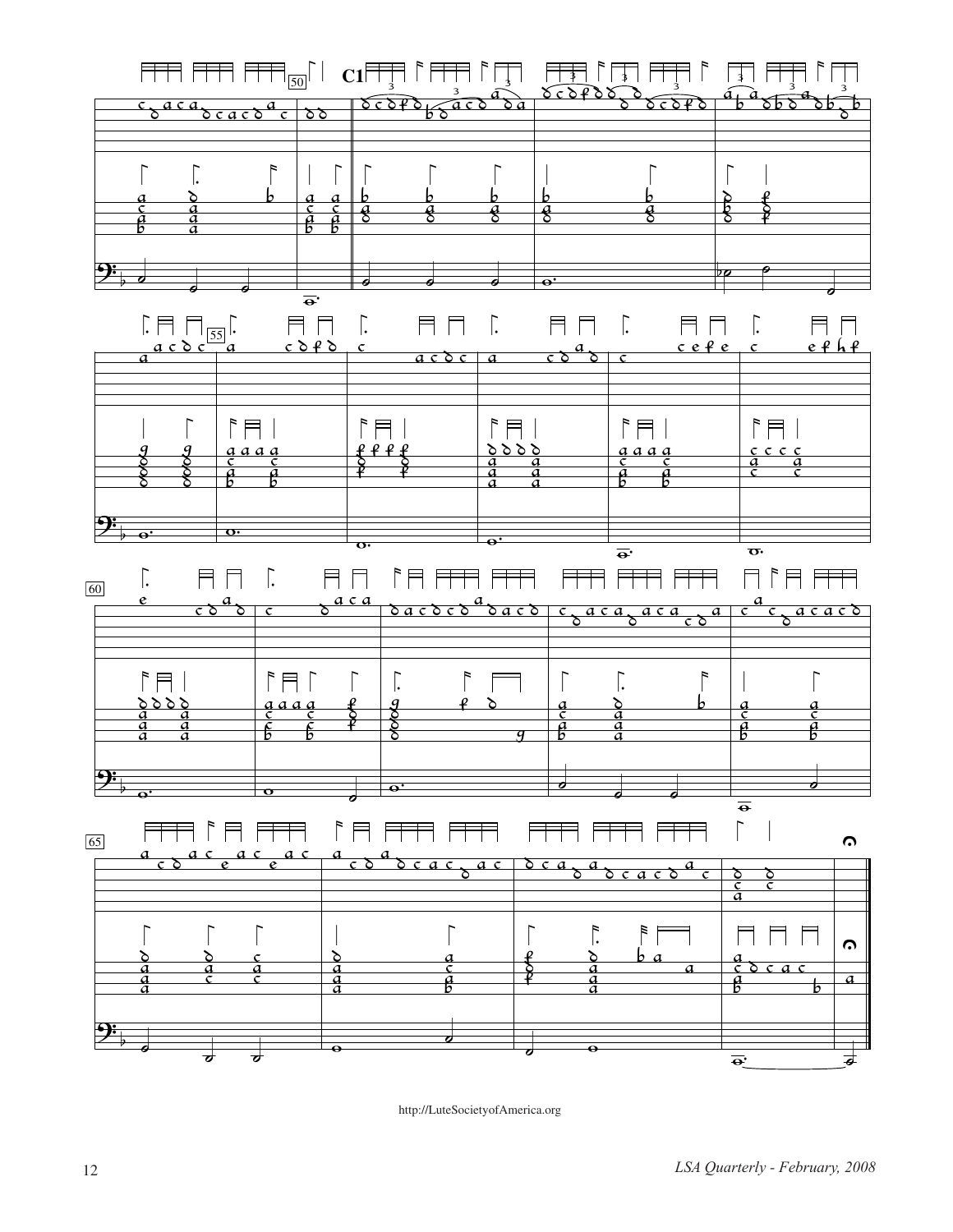50

C1

55

60

65